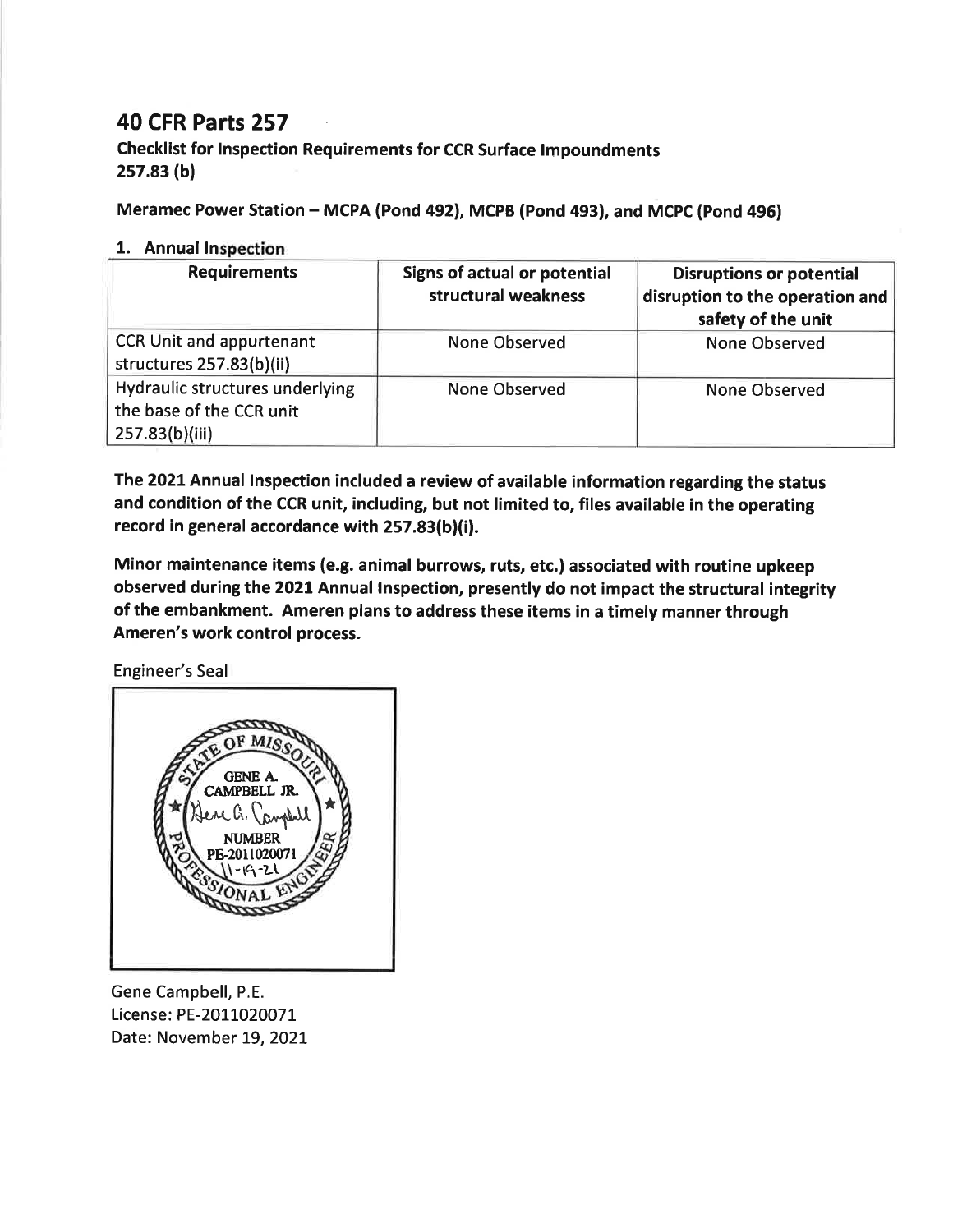# 40 CFR Parts 257

**Checklist for Inspection Requirements for CCR Surface Impoundments**
**257.83 (b)**

**Meramec Power Station – MCPA (Pond 492), MCPB (Pond 493), and MCPC (Pond 496)**

## 1. Annual Inspection

| Requirements | Signs of actual or potential structural weakness | Disruptions or potential disruption to the operation and safety of the unit |
|---|---|---|
| CCR Unit and appurtenant structures 257.83(b)(ii) | None Observed | None Observed |
| Hydraulic structures underlying the base of the CCR unit 257.83(b)(iii) | None Observed | None Observed |

**The 2021 Annual Inspection included a review of available information regarding the status and condition of the CCR unit, including, but not limited to, files available in the operating record in general accordance with 257.83(b)(i).**

**Minor maintenance items (e.g. animal burrows, ruts, etc.) associated with routine upkeep observed during the 2021 Annual Inspection, presently do not impact the structural integrity of the embankment. Ameren plans to address these items in a timely manner through Ameren's work control process.**

Engineer's Seal

STATE OF MISSOURI
GENE A. CAMPBELL JR.
NUMBER
PE-2011020071
11-19-21
PROFESSIONAL ENGINEER

Gene Campbell, P.E.
License: PE-2011020071
Date: November 19, 2021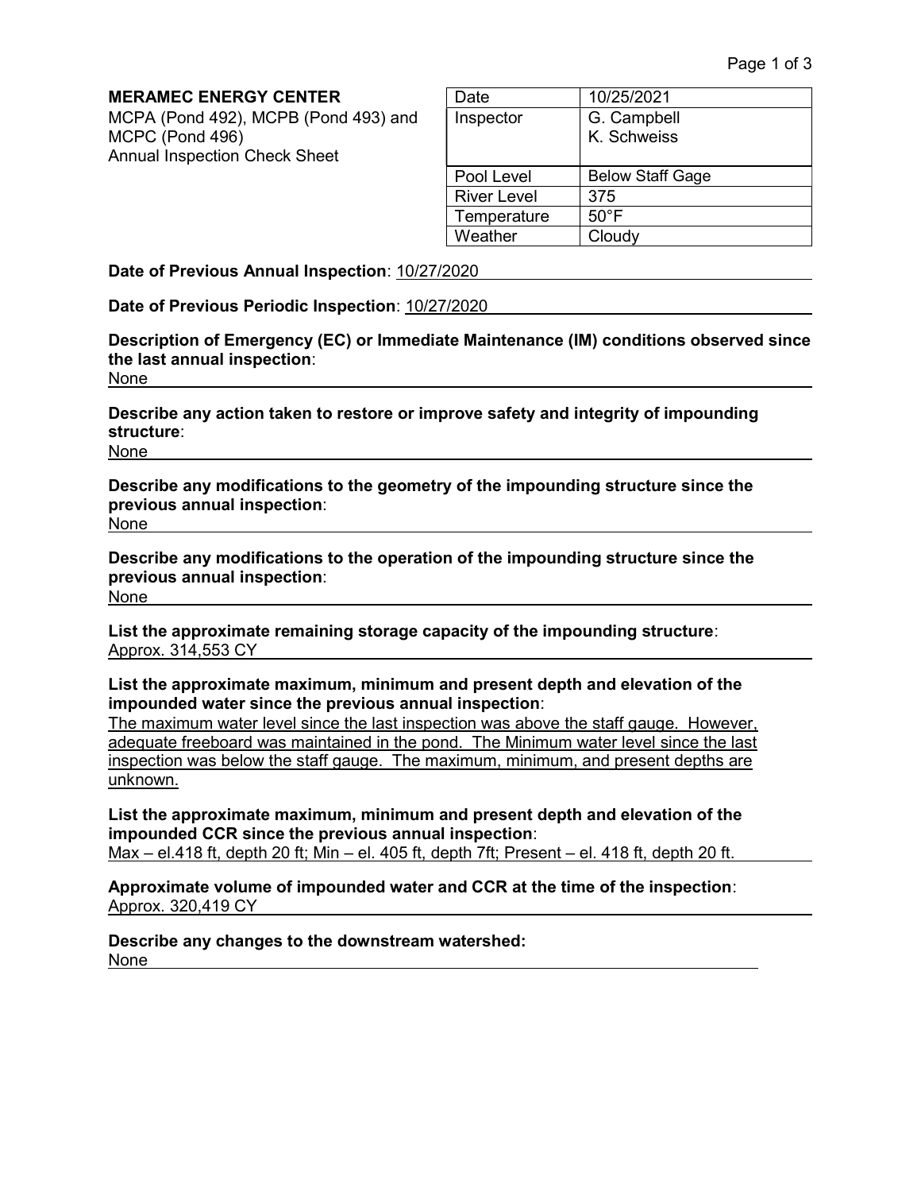**MERAMEC ENERGY CENTER**
MCPA (Pond 492), MCPB (Pond 493) and MCPC (Pond 496)
Annual Inspection Check Sheet

| | |
|---|---|
| Date | 10/25/2021 |
| Inspector | G. Campbell<br>K. Schweiss |
| Pool Level | Below Staff Gage |
| River Level | 375 |
| Temperature | 50°F |
| Weather | Cloudy |

**Date of Previous Annual Inspection**: 10/27/2020

**Date of Previous Periodic Inspection**: 10/27/2020

**Description of Emergency (EC) or Immediate Maintenance (IM) conditions observed since the last annual inspection**:
None

**Describe any action taken to restore or improve safety and integrity of impounding structure**:
None

**Describe any modifications to the geometry of the impounding structure since the previous annual inspection**:
None

**Describe any modifications to the operation of the impounding structure since the previous annual inspection**:
None

**List the approximate remaining storage capacity of the impounding structure**:
Approx. 314,553 CY

**List the approximate maximum, minimum and present depth and elevation of the impounded water since the previous annual inspection**:
The maximum water level since the last inspection was above the staff gauge. However, adequate freeboard was maintained in the pond. The Minimum water level since the last inspection was below the staff gauge. The maximum, minimum, and present depths are unknown.

**List the approximate maximum, minimum and present depth and elevation of the impounded CCR since the previous annual inspection**:
Max – el.418 ft, depth 20 ft; Min – el. 405 ft, depth 7ft; Present – el. 418 ft, depth 20 ft.

**Approximate volume of impounded water and CCR at the time of the inspection**:
Approx. 320,419 CY

**Describe any changes to the downstream watershed:**
None